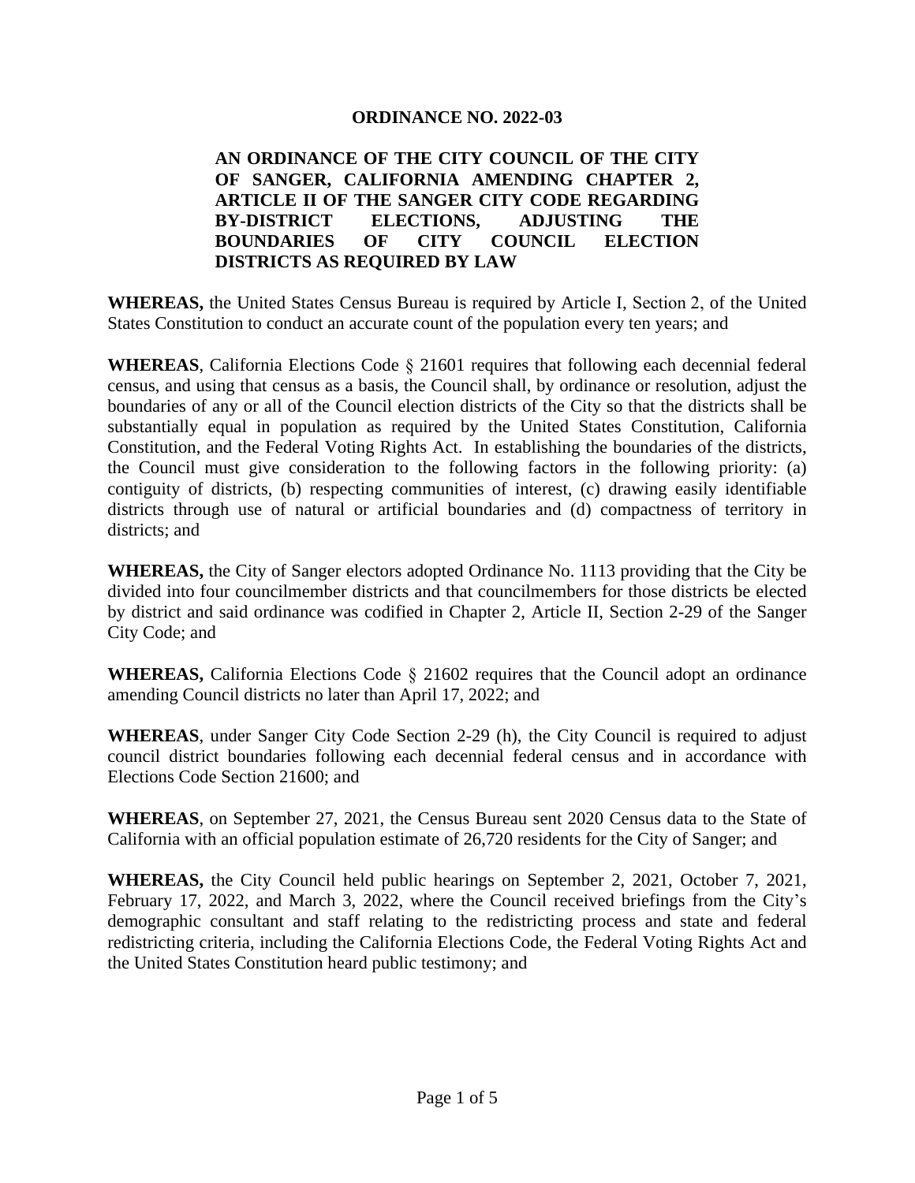# ORDINANCE NO. 2022-03

## AN ORDINANCE OF THE CITY COUNCIL OF THE CITY OF SANGER, CALIFORNIA AMENDING CHAPTER 2, ARTICLE II OF THE SANGER CITY CODE REGARDING BY-DISTRICT ELECTIONS, ADJUSTING THE BOUNDARIES OF CITY COUNCIL ELECTION DISTRICTS AS REQUIRED BY LAW

**WHEREAS,** the United States Census Bureau is required by Article I, Section 2, of the United States Constitution to conduct an accurate count of the population every ten years; and

**WHEREAS**, California Elections Code § 21601 requires that following each decennial federal census, and using that census as a basis, the Council shall, by ordinance or resolution, adjust the boundaries of any or all of the Council election districts of the City so that the districts shall be substantially equal in population as required by the United States Constitution, California Constitution, and the Federal Voting Rights Act. In establishing the boundaries of the districts, the Council must give consideration to the following factors in the following priority: (a) contiguity of districts, (b) respecting communities of interest, (c) drawing easily identifiable districts through use of natural or artificial boundaries and (d) compactness of territory in districts; and

**WHEREAS,** the City of Sanger electors adopted Ordinance No. 1113 providing that the City be divided into four councilmember districts and that councilmembers for those districts be elected by district and said ordinance was codified in Chapter 2, Article II, Section 2-29 of the Sanger City Code; and

**WHEREAS,** California Elections Code § 21602 requires that the Council adopt an ordinance amending Council districts no later than April 17, 2022; and

**WHEREAS**, under Sanger City Code Section 2-29 (h), the City Council is required to adjust council district boundaries following each decennial federal census and in accordance with Elections Code Section 21600; and

**WHEREAS**, on September 27, 2021, the Census Bureau sent 2020 Census data to the State of California with an official population estimate of 26,720 residents for the City of Sanger; and

**WHEREAS,** the City Council held public hearings on September 2, 2021, October 7, 2021, February 17, 2022, and March 3, 2022, where the Council received briefings from the City's demographic consultant and staff relating to the redistricting process and state and federal redistricting criteria, including the California Elections Code, the Federal Voting Rights Act and the United States Constitution heard public testimony; and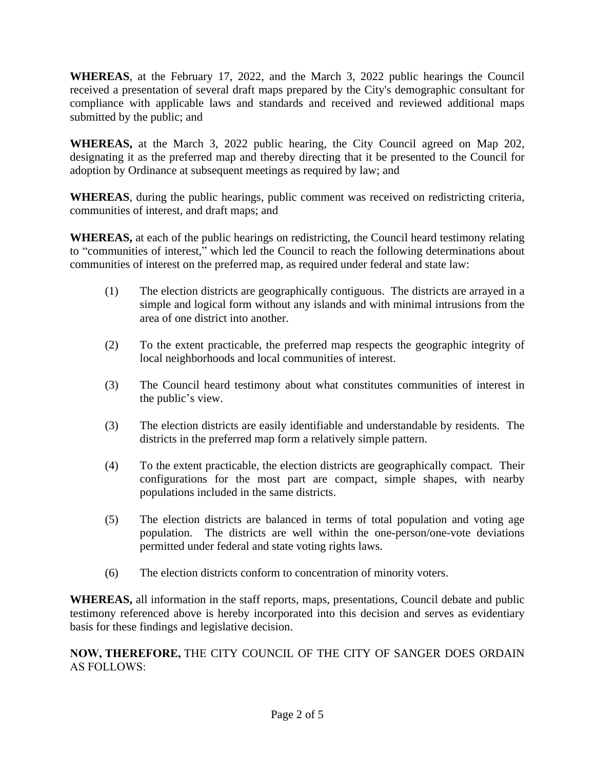**WHEREAS**, at the February 17, 2022, and the March 3, 2022 public hearings the Council received a presentation of several draft maps prepared by the City's demographic consultant for compliance with applicable laws and standards and received and reviewed additional maps submitted by the public; and

**WHEREAS,** at the March 3, 2022 public hearing, the City Council agreed on Map 202, designating it as the preferred map and thereby directing that it be presented to the Council for adoption by Ordinance at subsequent meetings as required by law; and

**WHEREAS**, during the public hearings, public comment was received on redistricting criteria, communities of interest, and draft maps; and

**WHEREAS,** at each of the public hearings on redistricting, the Council heard testimony relating to "communities of interest," which led the Council to reach the following determinations about communities of interest on the preferred map, as required under federal and state law:

(1) The election districts are geographically contiguous. The districts are arrayed in a simple and logical form without any islands and with minimal intrusions from the area of one district into another.

(2) To the extent practicable, the preferred map respects the geographic integrity of local neighborhoods and local communities of interest.

(3) The Council heard testimony about what constitutes communities of interest in the public's view.

(3) The election districts are easily identifiable and understandable by residents. The districts in the preferred map form a relatively simple pattern.

(4) To the extent practicable, the election districts are geographically compact. Their configurations for the most part are compact, simple shapes, with nearby populations included in the same districts.

(5) The election districts are balanced in terms of total population and voting age population. The districts are well within the one-person/one-vote deviations permitted under federal and state voting rights laws.

(6) The election districts conform to concentration of minority voters.

**WHEREAS,** all information in the staff reports, maps, presentations, Council debate and public testimony referenced above is hereby incorporated into this decision and serves as evidentiary basis for these findings and legislative decision.

**NOW, THEREFORE,** THE CITY COUNCIL OF THE CITY OF SANGER DOES ORDAIN AS FOLLOWS: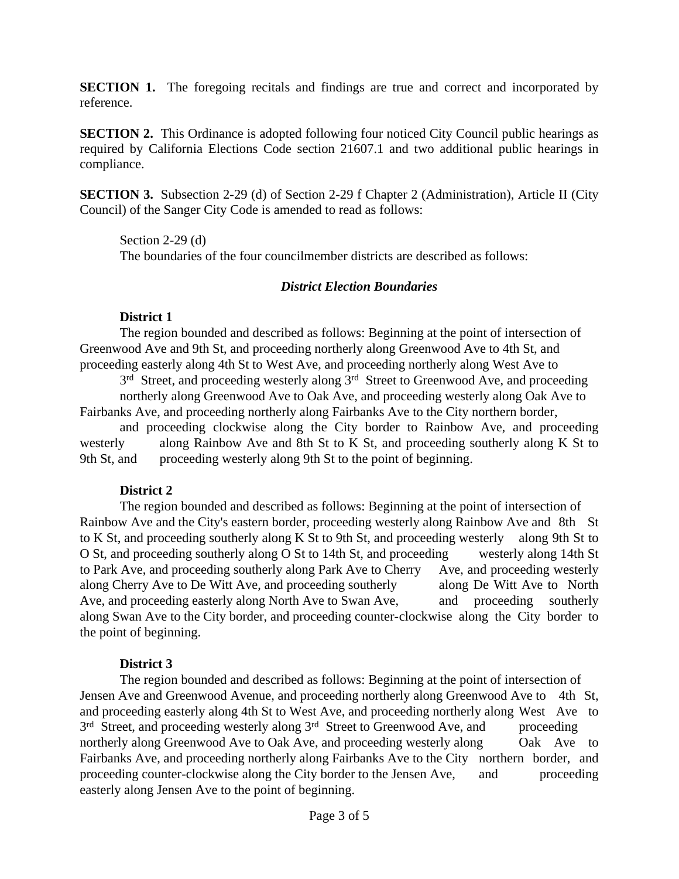**SECTION 1.** The foregoing recitals and findings are true and correct and incorporated by reference.

**SECTION 2.** This Ordinance is adopted following four noticed City Council public hearings as required by California Elections Code section 21607.1 and two additional public hearings in compliance.

**SECTION 3.** Subsection 2-29 (d) of Section 2-29 f Chapter 2 (Administration), Article II (City Council) of the Sanger City Code is amended to read as follows:

Section 2-29 (d)
The boundaries of the four councilmember districts are described as follows:

***District Election Boundaries***

**District 1**

The region bounded and described as follows: Beginning at the point of intersection of Greenwood Ave and 9th St, and proceeding northerly along Greenwood Ave to 4th St, and proceeding easterly along 4th St to West Ave, and proceeding northerly along West Ave to 3rd Street, and proceeding westerly along 3rd Street to Greenwood Ave, and proceeding northerly along Greenwood Ave to Oak Ave, and proceeding westerly along Oak Ave to Fairbanks Ave, and proceeding northerly along Fairbanks Ave to the City northern border, and proceeding clockwise along the City border to Rainbow Ave, and proceeding westerly along Rainbow Ave and 8th St to K St, and proceeding southerly along K St to 9th St, and proceeding westerly along 9th St to the point of beginning.

**District 2**

The region bounded and described as follows: Beginning at the point of intersection of Rainbow Ave and the City's eastern border, proceeding westerly along Rainbow Ave and 8th St to K St, and proceeding southerly along K St to 9th St, and proceeding westerly along 9th St to O St, and proceeding southerly along O St to 14th St, and proceeding westerly along 14th St to Park Ave, and proceeding southerly along Park Ave to Cherry Ave, and proceeding westerly along Cherry Ave to De Witt Ave, and proceeding southerly along De Witt Ave to North Ave, and proceeding easterly along North Ave to Swan Ave, and proceeding southerly along Swan Ave to the City border, and proceeding counter-clockwise along the City border to the point of beginning.

**District 3**

The region bounded and described as follows: Beginning at the point of intersection of Jensen Ave and Greenwood Avenue, and proceeding northerly along Greenwood Ave to 4th St, and proceeding easterly along 4th St to West Ave, and proceeding northerly along West Ave to 3rd Street, and proceeding westerly along 3rd Street to Greenwood Ave, and proceeding northerly along Greenwood Ave to Oak Ave, and proceeding westerly along Oak Ave to Fairbanks Ave, and proceeding northerly along Fairbanks Ave to the City northern border, and proceeding counter-clockwise along the City border to the Jensen Ave, and proceeding easterly along Jensen Ave to the point of beginning.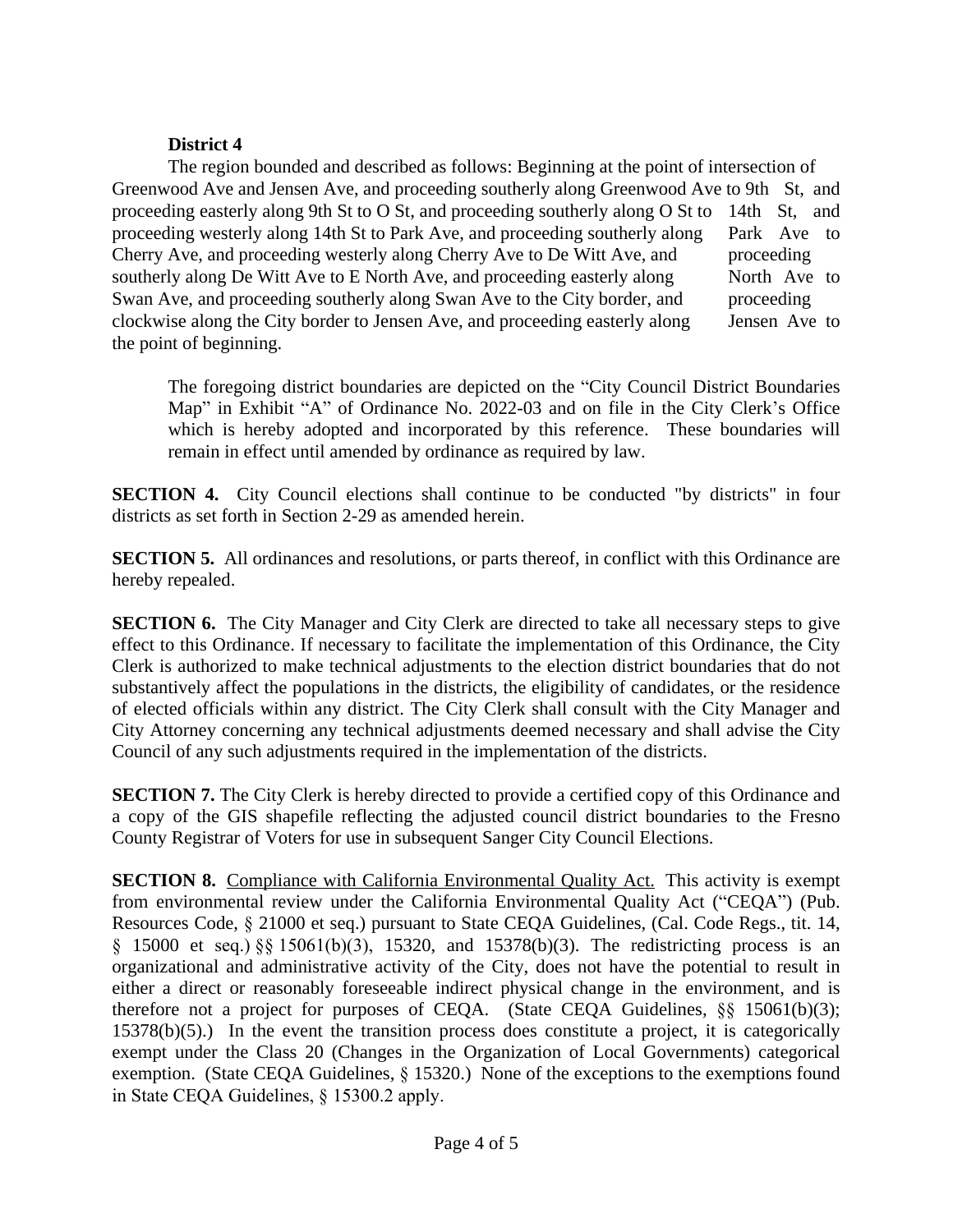**District 4**

The region bounded and described as follows: Beginning at the point of intersection of Greenwood Ave and Jensen Ave, and proceeding southerly along Greenwood Ave to 9th St, and proceeding easterly along 9th St to O St, and proceeding southerly along O St to 14th St, and proceeding westerly along 14th St to Park Ave, and proceeding southerly along Park Ave to Cherry Ave, and proceeding westerly along Cherry Ave to De Witt Ave, and proceeding southerly along De Witt Ave to E North Ave, and proceeding easterly along North Ave to Swan Ave, and proceeding southerly along Swan Ave to the City border, and proceeding clockwise along the City border to Jensen Ave, and proceeding easterly along Jensen Ave to the point of beginning.

The foregoing district boundaries are depicted on the "City Council District Boundaries Map" in Exhibit "A" of Ordinance No. 2022-03 and on file in the City Clerk's Office which is hereby adopted and incorporated by this reference. These boundaries will remain in effect until amended by ordinance as required by law.

**SECTION 4.** City Council elections shall continue to be conducted "by districts" in four districts as set forth in Section 2-29 as amended herein.

**SECTION 5.** All ordinances and resolutions, or parts thereof, in conflict with this Ordinance are hereby repealed.

**SECTION 6.** The City Manager and City Clerk are directed to take all necessary steps to give effect to this Ordinance. If necessary to facilitate the implementation of this Ordinance, the City Clerk is authorized to make technical adjustments to the election district boundaries that do not substantively affect the populations in the districts, the eligibility of candidates, or the residence of elected officials within any district. The City Clerk shall consult with the City Manager and City Attorney concerning any technical adjustments deemed necessary and shall advise the City Council of any such adjustments required in the implementation of the districts.

**SECTION 7.** The City Clerk is hereby directed to provide a certified copy of this Ordinance and a copy of the GIS shapefile reflecting the adjusted council district boundaries to the Fresno County Registrar of Voters for use in subsequent Sanger City Council Elections.

**SECTION 8.** <u>Compliance with California Environmental Quality Act.</u> This activity is exempt from environmental review under the California Environmental Quality Act ("CEQA") (Pub. Resources Code, § 21000 et seq.) pursuant to State CEQA Guidelines, (Cal. Code Regs., tit. 14, § 15000 et seq.) §§ 15061(b)(3), 15320, and 15378(b)(3). The redistricting process is an organizational and administrative activity of the City, does not have the potential to result in either a direct or reasonably foreseeable indirect physical change in the environment, and is therefore not a project for purposes of CEQA. (State CEQA Guidelines, §§ 15061(b)(3); 15378(b)(5).) In the event the transition process does constitute a project, it is categorically exempt under the Class 20 (Changes in the Organization of Local Governments) categorical exemption. (State CEQA Guidelines, § 15320.) None of the exceptions to the exemptions found in State CEQA Guidelines, § 15300.2 apply.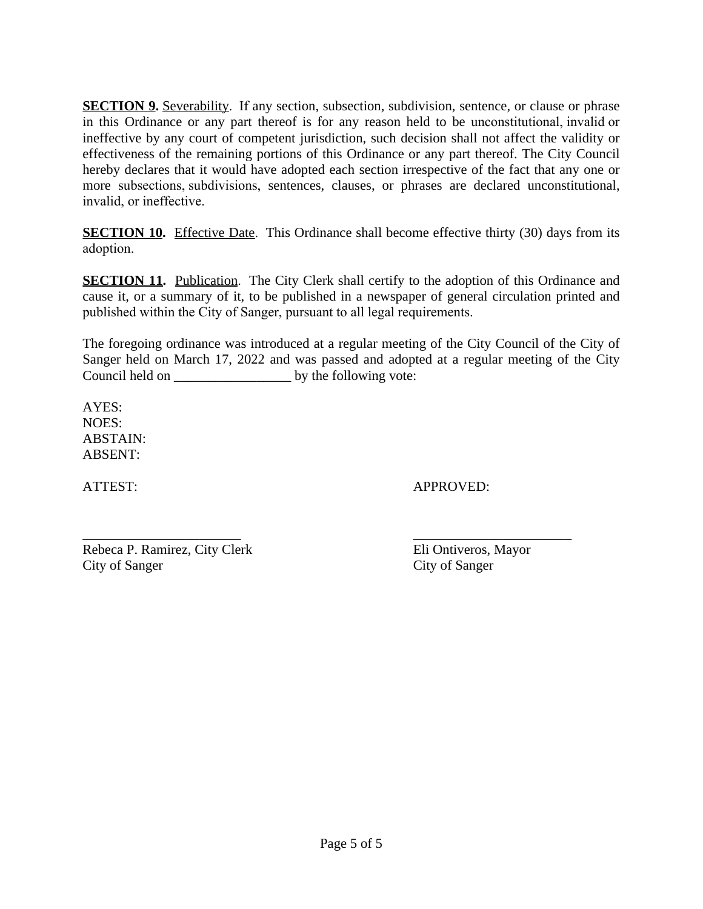**SECTION 9.** Severability. If any section, subsection, subdivision, sentence, or clause or phrase in this Ordinance or any part thereof is for any reason held to be unconstitutional, invalid or ineffective by any court of competent jurisdiction, such decision shall not affect the validity or effectiveness of the remaining portions of this Ordinance or any part thereof. The City Council hereby declares that it would have adopted each section irrespective of the fact that any one or more subsections, subdivisions, sentences, clauses, or phrases are declared unconstitutional, invalid, or ineffective.

**SECTION 10.** Effective Date. This Ordinance shall become effective thirty (30) days from its adoption.

**SECTION 11.** Publication. The City Clerk shall certify to the adoption of this Ordinance and cause it, or a summary of it, to be published in a newspaper of general circulation printed and published within the City of Sanger, pursuant to all legal requirements.

The foregoing ordinance was introduced at a regular meeting of the City Council of the City of Sanger held on March 17, 2022 and was passed and adopted at a regular meeting of the City Council held on _________________ by the following vote:

AYES:
NOES:
ABSTAIN:
ABSENT:

ATTEST:

_______________________
Rebeca P. Ramirez, City Clerk
City of Sanger

APPROVED:

_______________________
Eli Ontiveros, Mayor
City of Sanger